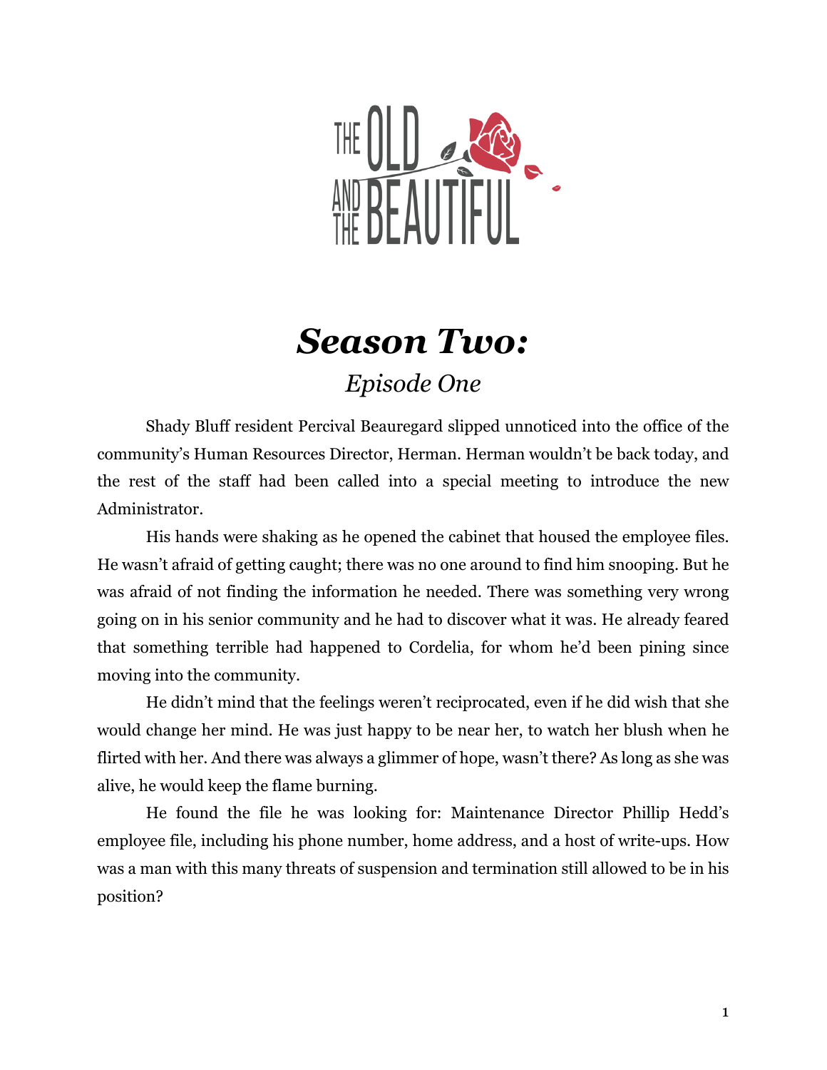# THE OLD AND THE BEAUTIFUL

# *Season Two:*

## *Episode One*

Shady Bluff resident Percival Beauregard slipped unnoticed into the office of the community's Human Resources Director, Herman. Herman wouldn't be back today, and the rest of the staff had been called into a special meeting to introduce the new Administrator.

His hands were shaking as he opened the cabinet that housed the employee files. He wasn't afraid of getting caught; there was no one around to find him snooping. But he was afraid of not finding the information he needed. There was something very wrong going on in his senior community and he had to discover what it was. He already feared that something terrible had happened to Cordelia, for whom he'd been pining since moving into the community.

He didn't mind that the feelings weren't reciprocated, even if he did wish that she would change her mind. He was just happy to be near her, to watch her blush when he flirted with her. And there was always a glimmer of hope, wasn't there? As long as she was alive, he would keep the flame burning.

He found the file he was looking for: Maintenance Director Phillip Hedd's employee file, including his phone number, home address, and a host of write-ups. How was a man with this many threats of suspension and termination still allowed to be in his position?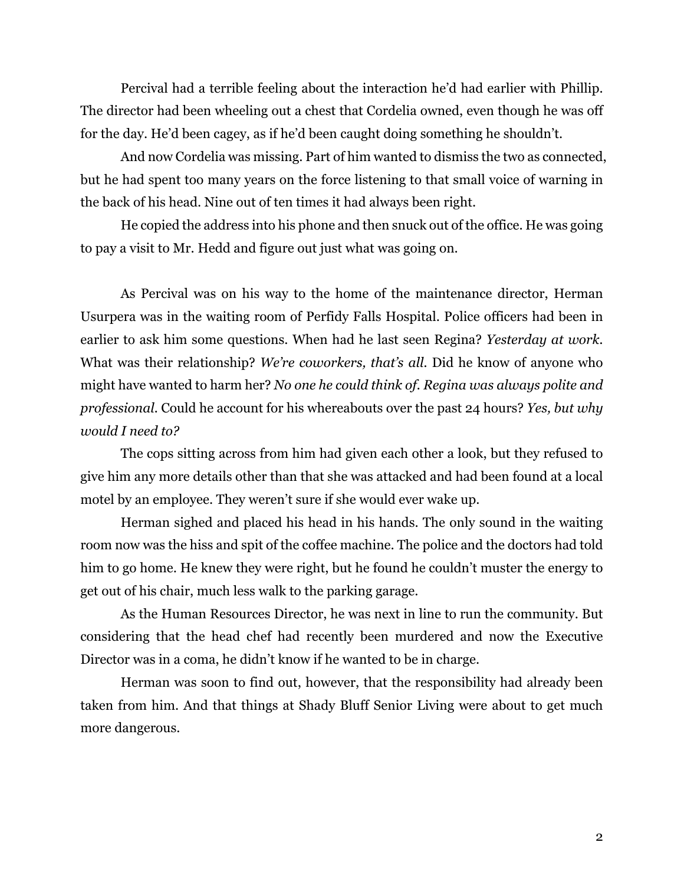Percival had a terrible feeling about the interaction he'd had earlier with Phillip. The director had been wheeling out a chest that Cordelia owned, even though he was off for the day. He'd been cagey, as if he'd been caught doing something he shouldn't.

And now Cordelia was missing. Part of him wanted to dismiss the two as connected, but he had spent too many years on the force listening to that small voice of warning in the back of his head. Nine out of ten times it had always been right.

He copied the address into his phone and then snuck out of the office. He was going to pay a visit to Mr. Hedd and figure out just what was going on.

As Percival was on his way to the home of the maintenance director, Herman Usurpera was in the waiting room of Perfidy Falls Hospital. Police officers had been in earlier to ask him some questions. When had he last seen Regina? *Yesterday at work*. What was their relationship? *We're coworkers, that's all*. Did he know of anyone who might have wanted to harm her? *No one he could think of. Regina was always polite and professional*. Could he account for his whereabouts over the past 24 hours? *Yes, but why would I need to?*

The cops sitting across from him had given each other a look, but they refused to give him any more details other than that she was attacked and had been found at a local motel by an employee. They weren't sure if she would ever wake up.

Herman sighed and placed his head in his hands. The only sound in the waiting room now was the hiss and spit of the coffee machine. The police and the doctors had told him to go home. He knew they were right, but he found he couldn't muster the energy to get out of his chair, much less walk to the parking garage.

As the Human Resources Director, he was next in line to run the community. But considering that the head chef had recently been murdered and now the Executive Director was in a coma, he didn't know if he wanted to be in charge.

Herman was soon to find out, however, that the responsibility had already been taken from him. And that things at Shady Bluff Senior Living were about to get much more dangerous.